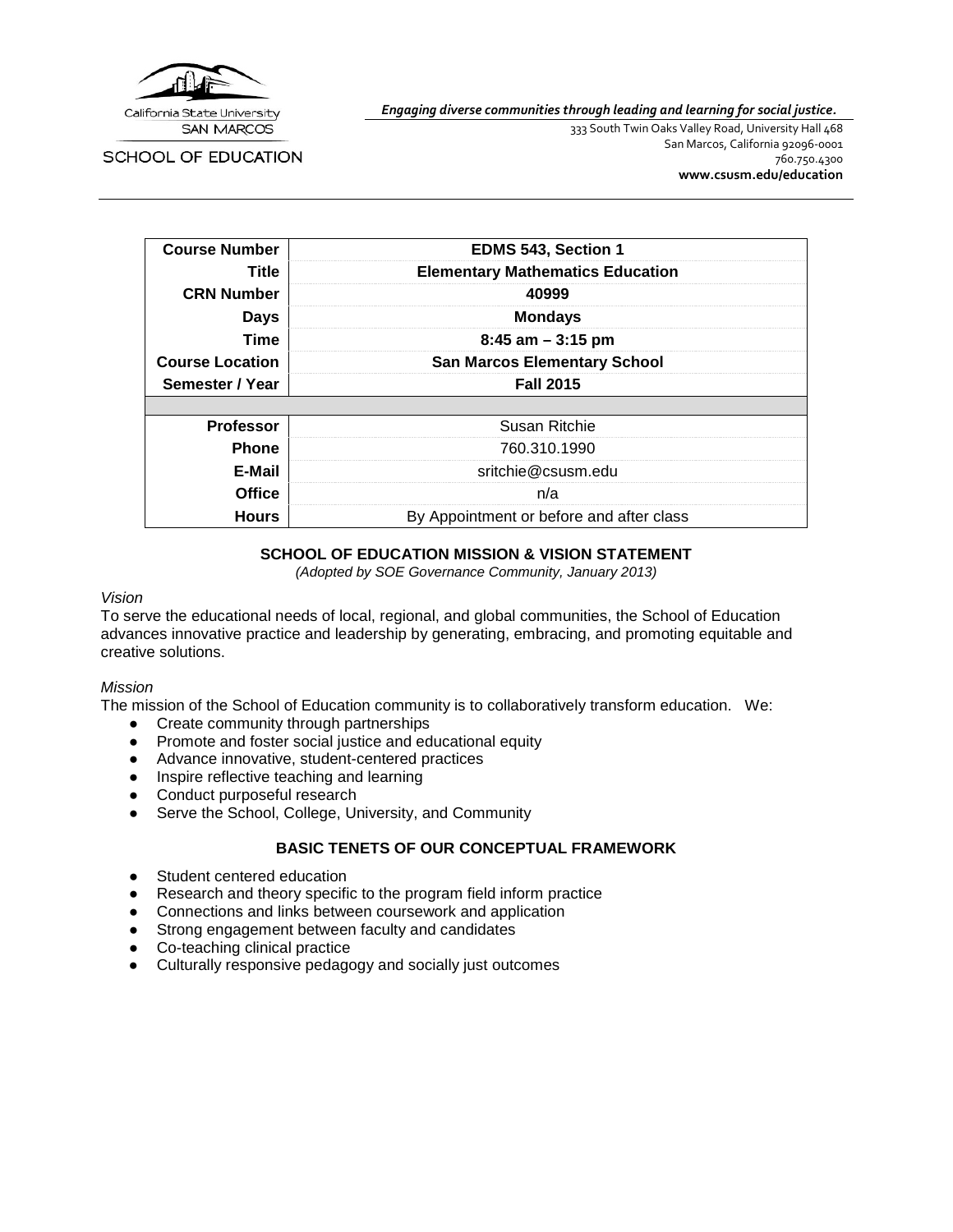California State University SAN MARCOS

SCHOOL OF EDUCATION

***Engaging diverse communities through leading and learning for social justice.***

333 South Twin Oaks Valley Road, University Hall 468
San Marcos, California 92096-0001
760.750.4300
**www.csusm.edu/education**

| | |
|---|---|
| **Course Number** | **EDMS 543, Section 1** |
| **Title** | **Elementary Mathematics Education** |
| **CRN Number** | **40999** |
| **Days** | **Mondays** |
| **Time** | **8:45 am – 3:15 pm** |
| **Course Location** | **San Marcos Elementary School** |
| **Semester / Year** | **Fall 2015** |
| | |
| **Professor** | Susan Ritchie |
| **Phone** | 760.310.1990 |
| **E-Mail** | sritchie@csusm.edu |
| **Office** | n/a |
| **Hours** | By Appointment or before and after class |

## SCHOOL OF EDUCATION MISSION & VISION STATEMENT

*(Adopted by SOE Governance Community, January 2013)*

*Vision*

To serve the educational needs of local, regional, and global communities, the School of Education advances innovative practice and leadership by generating, embracing, and promoting equitable and creative solutions.

*Mission*

The mission of the School of Education community is to collaboratively transform education. We:

- Create community through partnerships
- Promote and foster social justice and educational equity
- Advance innovative, student-centered practices
- Inspire reflective teaching and learning
- Conduct purposeful research
- Serve the School, College, University, and Community

## BASIC TENETS OF OUR CONCEPTUAL FRAMEWORK

- Student centered education
- Research and theory specific to the program field inform practice
- Connections and links between coursework and application
- Strong engagement between faculty and candidates
- Co-teaching clinical practice
- Culturally responsive pedagogy and socially just outcomes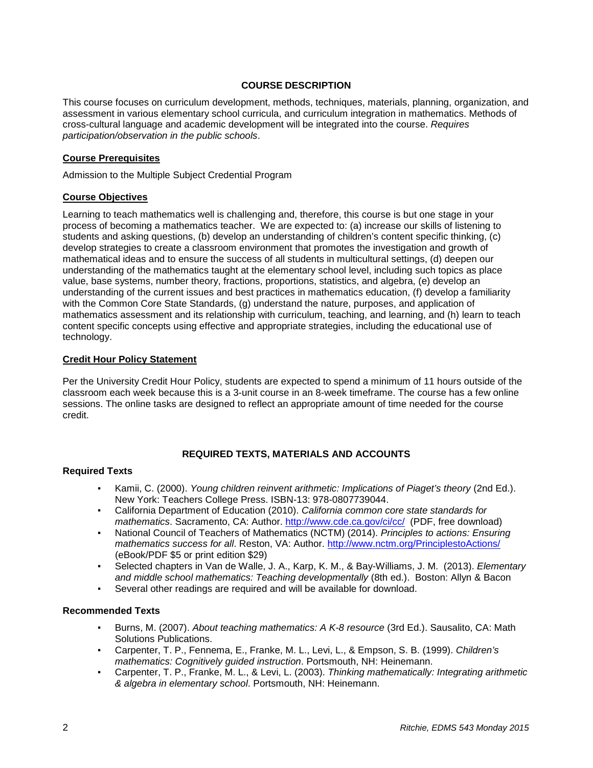## COURSE DESCRIPTION

This course focuses on curriculum development, methods, techniques, materials, planning, organization, and assessment in various elementary school curricula, and curriculum integration in mathematics. Methods of cross-cultural language and academic development will be integrated into the course. *Requires participation/observation in the public schools*.

### Course Prerequisites

Admission to the Multiple Subject Credential Program

### Course Objectives

Learning to teach mathematics well is challenging and, therefore, this course is but one stage in your process of becoming a mathematics teacher. We are expected to: (a) increase our skills of listening to students and asking questions, (b) develop an understanding of children's content specific thinking, (c) develop strategies to create a classroom environment that promotes the investigation and growth of mathematical ideas and to ensure the success of all students in multicultural settings, (d) deepen our understanding of the mathematics taught at the elementary school level, including such topics as place value, base systems, number theory, fractions, proportions, statistics, and algebra, (e) develop an understanding of the current issues and best practices in mathematics education, (f) develop a familiarity with the Common Core State Standards, (g) understand the nature, purposes, and application of mathematics assessment and its relationship with curriculum, teaching, and learning, and (h) learn to teach content specific concepts using effective and appropriate strategies, including the educational use of technology.

### Credit Hour Policy Statement

Per the University Credit Hour Policy, students are expected to spend a minimum of 11 hours outside of the classroom each week because this is a 3-unit course in an 8-week timeframe. The course has a few online sessions. The online tasks are designed to reflect an appropriate amount of time needed for the course credit.

## REQUIRED TEXTS, MATERIALS AND ACCOUNTS

### Required Texts

- Kamii, C. (2000). *Young children reinvent arithmetic: Implications of Piaget's theory* (2nd Ed.). New York: Teachers College Press. ISBN-13: 978-0807739044.
- California Department of Education (2010). *California common core state standards for mathematics*. Sacramento, CA: Author. http://www.cde.ca.gov/ci/cc/ (PDF, free download)
- National Council of Teachers of Mathematics (NCTM) (2014). *Principles to actions: Ensuring mathematics success for all*. Reston, VA: Author. http://www.nctm.org/PrinciplestoActions/ (eBook/PDF $5 or print edition $29)
- Selected chapters in Van de Walle, J. A., Karp, K. M., & Bay-Williams, J. M. (2013). *Elementary and middle school mathematics: Teaching developmentally* (8th ed.). Boston: Allyn & Bacon
- Several other readings are required and will be available for download.

### Recommended Texts

- Burns, M. (2007). *About teaching mathematics: A K-8 resource* (3rd Ed.). Sausalito, CA: Math Solutions Publications.
- Carpenter, T. P., Fennema, E., Franke, M. L., Levi, L., & Empson, S. B. (1999). *Children's mathematics: Cognitively guided instruction*. Portsmouth, NH: Heinemann.
- Carpenter, T. P., Franke, M. L., & Levi, L. (2003). *Thinking mathematically: Integrating arithmetic & algebra in elementary school*. Portsmouth, NH: Heinemann.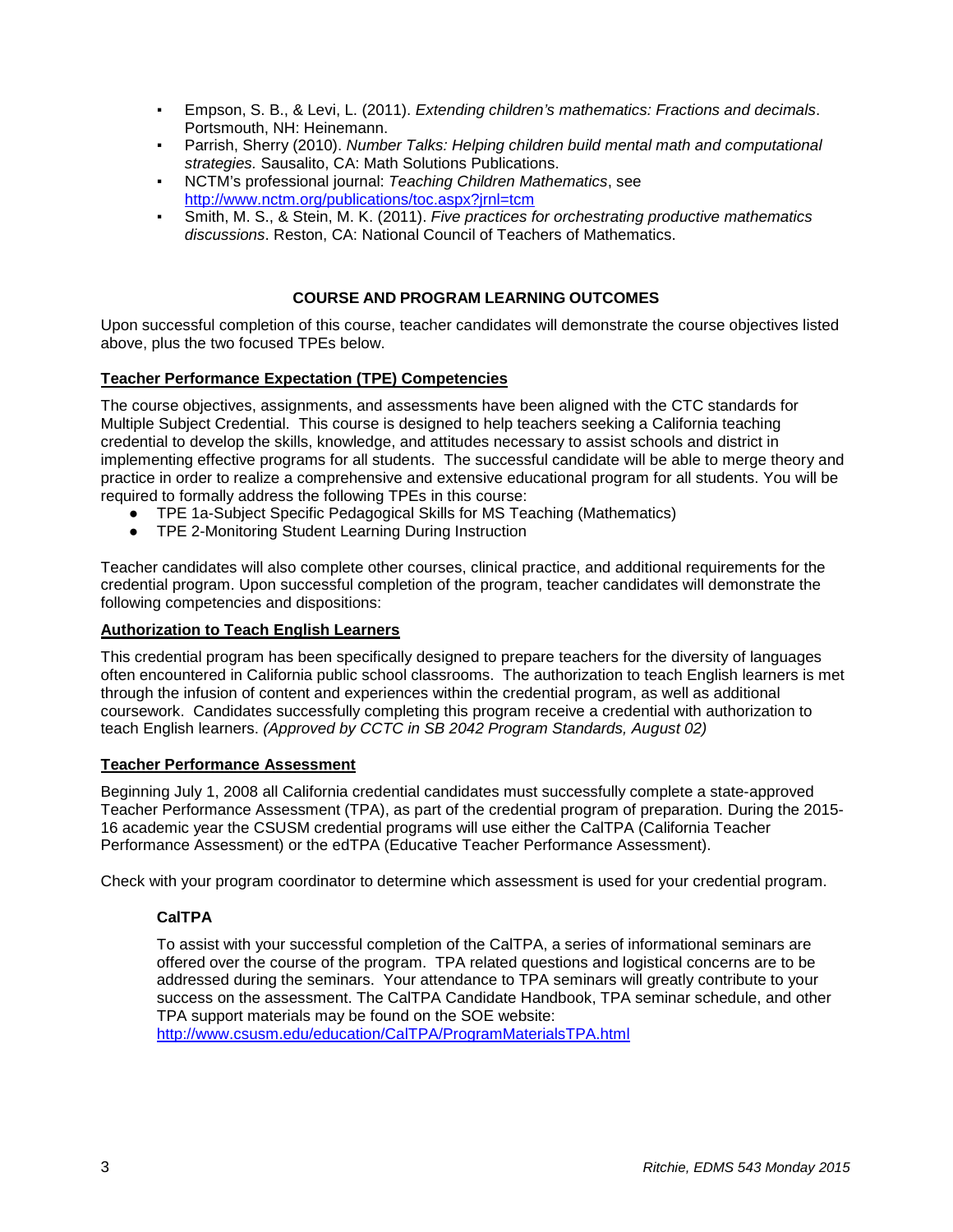- Empson, S. B., & Levi, L. (2011). *Extending children's mathematics: Fractions and decimals*. Portsmouth, NH: Heinemann.
- Parrish, Sherry (2010). *Number Talks: Helping children build mental math and computational strategies.* Sausalito, CA: Math Solutions Publications.
- NCTM's professional journal: *Teaching Children Mathematics*, see http://www.nctm.org/publications/toc.aspx?jrnl=tcm
- Smith, M. S., & Stein, M. K. (2011). *Five practices for orchestrating productive mathematics discussions*. Reston, CA: National Council of Teachers of Mathematics.

## COURSE AND PROGRAM LEARNING OUTCOMES

Upon successful completion of this course, teacher candidates will demonstrate the course objectives listed above, plus the two focused TPEs below.

### Teacher Performance Expectation (TPE) Competencies

The course objectives, assignments, and assessments have been aligned with the CTC standards for Multiple Subject Credential. This course is designed to help teachers seeking a California teaching credential to develop the skills, knowledge, and attitudes necessary to assist schools and district in implementing effective programs for all students. The successful candidate will be able to merge theory and practice in order to realize a comprehensive and extensive educational program for all students. You will be required to formally address the following TPEs in this course:

- TPE 1a-Subject Specific Pedagogical Skills for MS Teaching (Mathematics)
- TPE 2-Monitoring Student Learning During Instruction

Teacher candidates will also complete other courses, clinical practice, and additional requirements for the credential program. Upon successful completion of the program, teacher candidates will demonstrate the following competencies and dispositions:

### Authorization to Teach English Learners

This credential program has been specifically designed to prepare teachers for the diversity of languages often encountered in California public school classrooms. The authorization to teach English learners is met through the infusion of content and experiences within the credential program, as well as additional coursework. Candidates successfully completing this program receive a credential with authorization to teach English learners. *(Approved by CCTC in SB 2042 Program Standards, August 02)*

### Teacher Performance Assessment

Beginning July 1, 2008 all California credential candidates must successfully complete a state-approved Teacher Performance Assessment (TPA), as part of the credential program of preparation. During the 2015-16 academic year the CSUSM credential programs will use either the CalTPA (California Teacher Performance Assessment) or the edTPA (Educative Teacher Performance Assessment).

Check with your program coordinator to determine which assessment is used for your credential program.

#### CalTPA

To assist with your successful completion of the CalTPA, a series of informational seminars are offered over the course of the program. TPA related questions and logistical concerns are to be addressed during the seminars. Your attendance to TPA seminars will greatly contribute to your success on the assessment. The CalTPA Candidate Handbook, TPA seminar schedule, and other TPA support materials may be found on the SOE website: http://www.csusm.edu/education/CalTPA/ProgramMaterialsTPA.html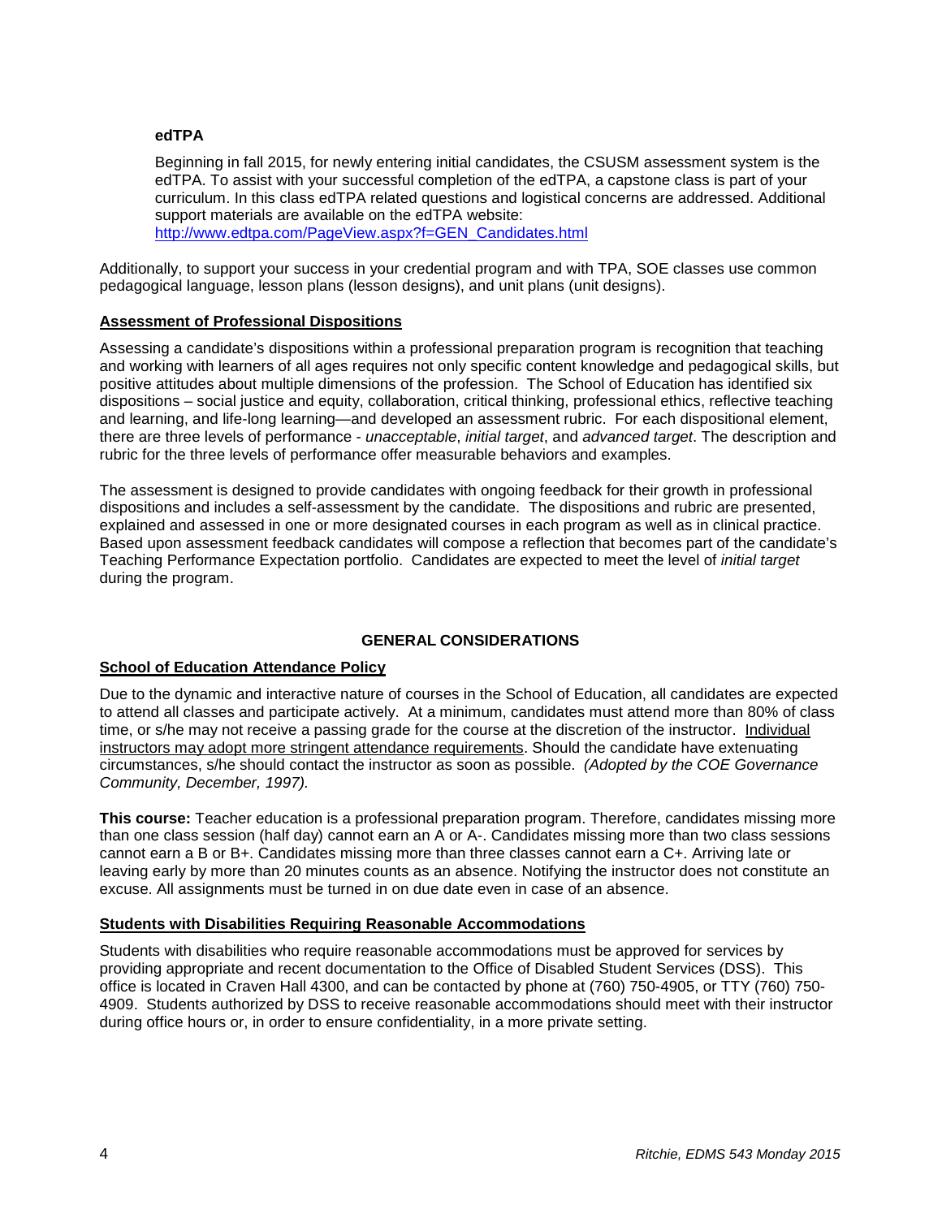**edTPA**

Beginning in fall 2015, for newly entering initial candidates, the CSUSM assessment system is the edTPA. To assist with your successful completion of the edTPA, a capstone class is part of your curriculum. In this class edTPA related questions and logistical concerns are addressed. Additional support materials are available on the edTPA website: [http://www.edtpa.com/PageView.aspx?f=GEN_Candidates.html](http://www.edtpa.com/PageView.aspx?f=GEN_Candidates.html)

Additionally, to support your success in your credential program and with TPA, SOE classes use common pedagogical language, lesson plans (lesson designs), and unit plans (unit designs).

## Assessment of Professional Dispositions

Assessing a candidate's dispositions within a professional preparation program is recognition that teaching and working with learners of all ages requires not only specific content knowledge and pedagogical skills, but positive attitudes about multiple dimensions of the profession. The School of Education has identified six dispositions – social justice and equity, collaboration, critical thinking, professional ethics, reflective teaching and learning, and life-long learning—and developed an assessment rubric. For each dispositional element, there are three levels of performance - *unacceptable*, *initial target*, and *advanced target*. The description and rubric for the three levels of performance offer measurable behaviors and examples.

The assessment is designed to provide candidates with ongoing feedback for their growth in professional dispositions and includes a self-assessment by the candidate. The dispositions and rubric are presented, explained and assessed in one or more designated courses in each program as well as in clinical practice. Based upon assessment feedback candidates will compose a reflection that becomes part of the candidate's Teaching Performance Expectation portfolio. Candidates are expected to meet the level of *initial target* during the program.

# GENERAL CONSIDERATIONS

## School of Education Attendance Policy

Due to the dynamic and interactive nature of courses in the School of Education, all candidates are expected to attend all classes and participate actively. At a minimum, candidates must attend more than 80% of class time, or s/he may not receive a passing grade for the course at the discretion of the instructor. Individual instructors may adopt more stringent attendance requirements. Should the candidate have extenuating circumstances, s/he should contact the instructor as soon as possible. *(Adopted by the COE Governance Community, December, 1997).*

**This course:** Teacher education is a professional preparation program. Therefore, candidates missing more than one class session (half day) cannot earn an A or A-. Candidates missing more than two class sessions cannot earn a B or B+. Candidates missing more than three classes cannot earn a C+. Arriving late or leaving early by more than 20 minutes counts as an absence. Notifying the instructor does not constitute an excuse. All assignments must be turned in on due date even in case of an absence.

## Students with Disabilities Requiring Reasonable Accommodations

Students with disabilities who require reasonable accommodations must be approved for services by providing appropriate and recent documentation to the Office of Disabled Student Services (DSS). This office is located in Craven Hall 4300, and can be contacted by phone at (760) 750-4905, or TTY (760) 750-4909. Students authorized by DSS to receive reasonable accommodations should meet with their instructor during office hours or, in order to ensure confidentiality, in a more private setting.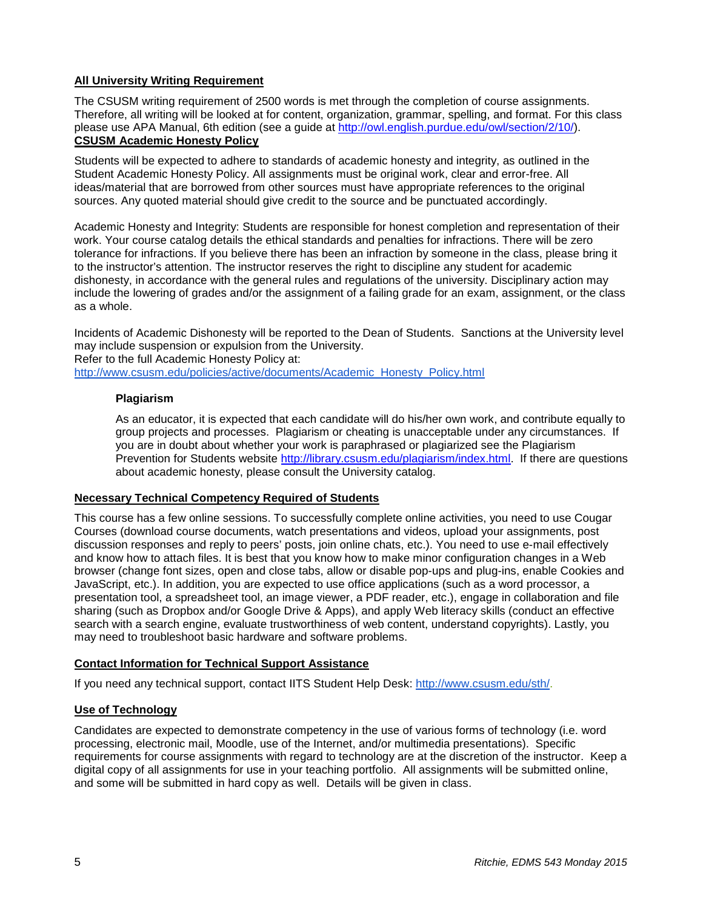## All University Writing Requirement

The CSUSM writing requirement of 2500 words is met through the completion of course assignments. Therefore, all writing will be looked at for content, organization, grammar, spelling, and format. For this class please use APA Manual, 6th edition (see a guide at http://owl.english.purdue.edu/owl/section/2/10/).

## CSUSM Academic Honesty Policy

Students will be expected to adhere to standards of academic honesty and integrity, as outlined in the Student Academic Honesty Policy. All assignments must be original work, clear and error-free. All ideas/material that are borrowed from other sources must have appropriate references to the original sources. Any quoted material should give credit to the source and be punctuated accordingly.

Academic Honesty and Integrity: Students are responsible for honest completion and representation of their work. Your course catalog details the ethical standards and penalties for infractions. There will be zero tolerance for infractions. If you believe there has been an infraction by someone in the class, please bring it to the instructor's attention. The instructor reserves the right to discipline any student for academic dishonesty, in accordance with the general rules and regulations of the university. Disciplinary action may include the lowering of grades and/or the assignment of a failing grade for an exam, assignment, or the class as a whole.

Incidents of Academic Dishonesty will be reported to the Dean of Students. Sanctions at the University level may include suspension or expulsion from the University.
Refer to the full Academic Honesty Policy at:
http://www.csusm.edu/policies/active/documents/Academic_Honesty_Policy.html

### Plagiarism

As an educator, it is expected that each candidate will do his/her own work, and contribute equally to group projects and processes. Plagiarism or cheating is unacceptable under any circumstances. If you are in doubt about whether your work is paraphrased or plagiarized see the Plagiarism Prevention for Students website http://library.csusm.edu/plagiarism/index.html. If there are questions about academic honesty, please consult the University catalog.

## Necessary Technical Competency Required of Students

This course has a few online sessions. To successfully complete online activities, you need to use Cougar Courses (download course documents, watch presentations and videos, upload your assignments, post discussion responses and reply to peers' posts, join online chats, etc.). You need to use e-mail effectively and know how to attach files. It is best that you know how to make minor configuration changes in a Web browser (change font sizes, open and close tabs, allow or disable pop-ups and plug-ins, enable Cookies and JavaScript, etc.). In addition, you are expected to use office applications (such as a word processor, a presentation tool, a spreadsheet tool, an image viewer, a PDF reader, etc.), engage in collaboration and file sharing (such as Dropbox and/or Google Drive & Apps), and apply Web literacy skills (conduct an effective search with a search engine, evaluate trustworthiness of web content, understand copyrights). Lastly, you may need to troubleshoot basic hardware and software problems.

## Contact Information for Technical Support Assistance

If you need any technical support, contact IITS Student Help Desk: http://www.csusm.edu/sth/.

## Use of Technology

Candidates are expected to demonstrate competency in the use of various forms of technology (i.e. word processing, electronic mail, Moodle, use of the Internet, and/or multimedia presentations). Specific requirements for course assignments with regard to technology are at the discretion of the instructor. Keep a digital copy of all assignments for use in your teaching portfolio. All assignments will be submitted online, and some will be submitted in hard copy as well. Details will be given in class.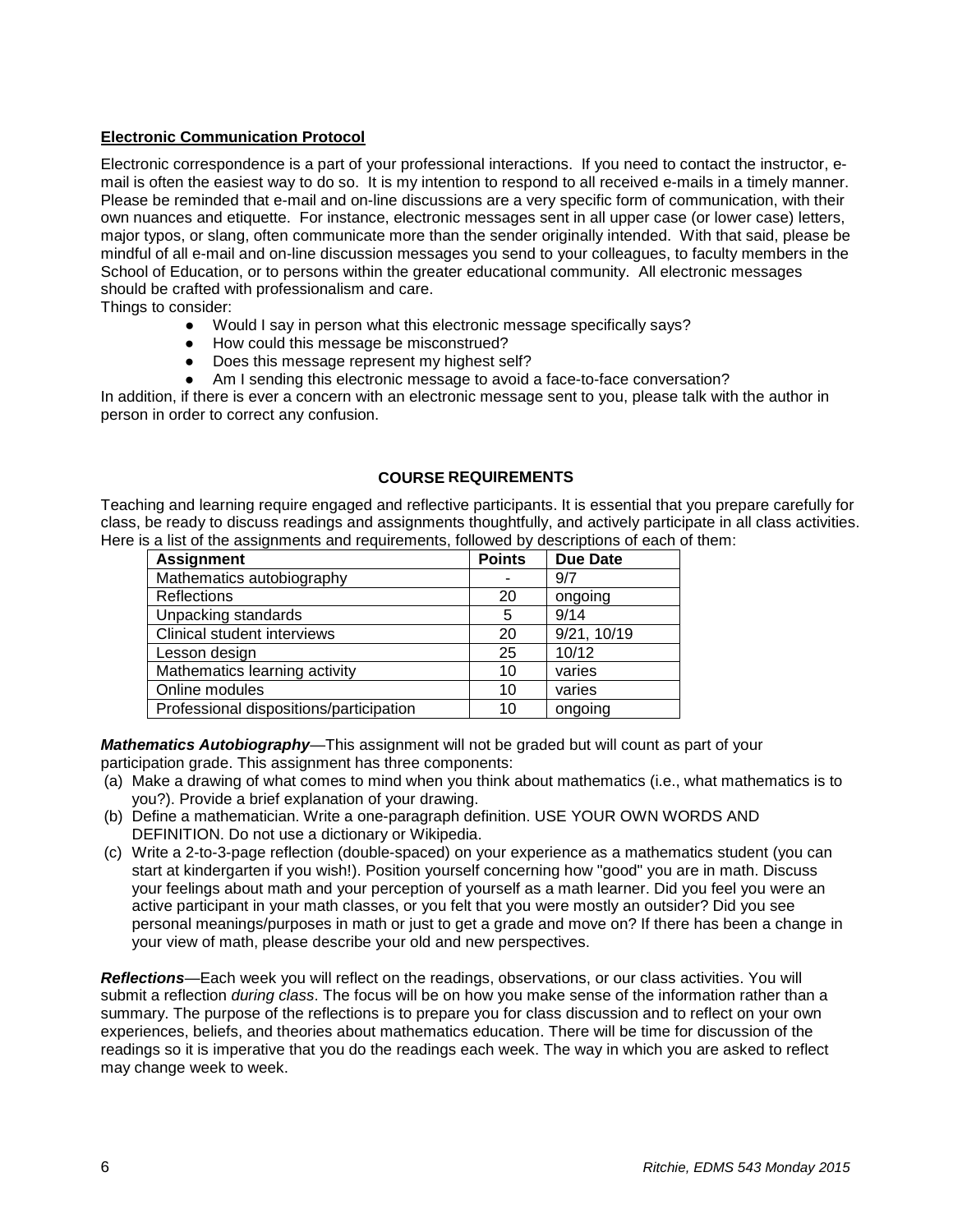**Electronic Communication Protocol**

Electronic correspondence is a part of your professional interactions. If you need to contact the instructor, e-mail is often the easiest way to do so. It is my intention to respond to all received e-mails in a timely manner. Please be reminded that e-mail and on-line discussions are a very specific form of communication, with their own nuances and etiquette. For instance, electronic messages sent in all upper case (or lower case) letters, major typos, or slang, often communicate more than the sender originally intended. With that said, please be mindful of all e-mail and on-line discussion messages you send to your colleagues, to faculty members in the School of Education, or to persons within the greater educational community. All electronic messages should be crafted with professionalism and care.

Things to consider:

- Would I say in person what this electronic message specifically says?
- How could this message be misconstrued?
- Does this message represent my highest self?
- Am I sending this electronic message to avoid a face-to-face conversation?

In addition, if there is ever a concern with an electronic message sent to you, please talk with the author in person in order to correct any confusion.

## COURSE REQUIREMENTS

Teaching and learning require engaged and reflective participants. It is essential that you prepare carefully for class, be ready to discuss readings and assignments thoughtfully, and actively participate in all class activities. Here is a list of the assignments and requirements, followed by descriptions of each of them:

| Assignment | Points | Due Date |
|---|---|---|
| Mathematics autobiography | - | 9/7 |
| Reflections | 20 | ongoing |
| Unpacking standards | 5 | 9/14 |
| Clinical student interviews | 20 | 9/21, 10/19 |
| Lesson design | 25 | 10/12 |
| Mathematics learning activity | 10 | varies |
| Online modules | 10 | varies |
| Professional dispositions/participation | 10 | ongoing |

***Mathematics Autobiography***—This assignment will not be graded but will count as part of your participation grade. This assignment has three components:

(a) Make a drawing of what comes to mind when you think about mathematics (i.e., what mathematics is to you?). Provide a brief explanation of your drawing.

(b) Define a mathematician. Write a one-paragraph definition. USE YOUR OWN WORDS AND DEFINITION. Do not use a dictionary or Wikipedia.

(c) Write a 2-to-3-page reflection (double-spaced) on your experience as a mathematics student (you can start at kindergarten if you wish!). Position yourself concerning how "good" you are in math. Discuss your feelings about math and your perception of yourself as a math learner. Did you feel you were an active participant in your math classes, or you felt that you were mostly an outsider? Did you see personal meanings/purposes in math or just to get a grade and move on? If there has been a change in your view of math, please describe your old and new perspectives.

***Reflections***—Each week you will reflect on the readings, observations, or our class activities. You will submit a reflection *during class*. The focus will be on how you make sense of the information rather than a summary. The purpose of the reflections is to prepare you for class discussion and to reflect on your own experiences, beliefs, and theories about mathematics education. There will be time for discussion of the readings so it is imperative that you do the readings each week. The way in which you are asked to reflect may change week to week.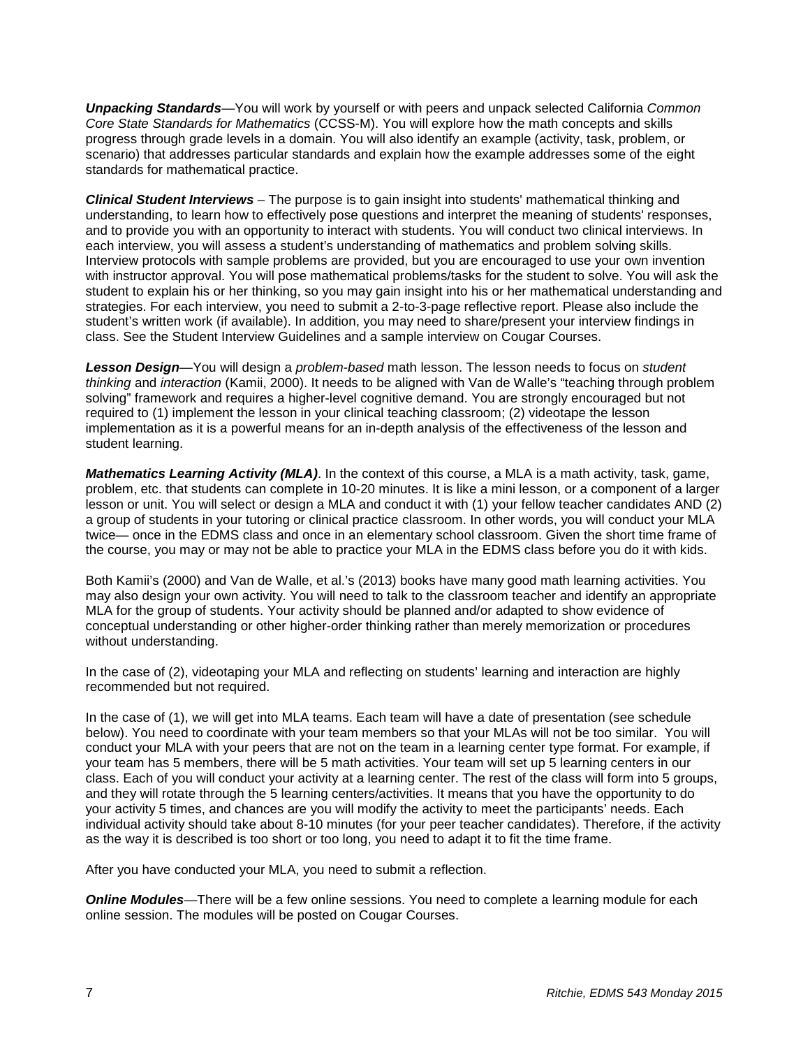***Unpacking Standards***—You will work by yourself or with peers and unpack selected California *Common Core State Standards for Mathematics* (CCSS-M). You will explore how the math concepts and skills progress through grade levels in a domain. You will also identify an example (activity, task, problem, or scenario) that addresses particular standards and explain how the example addresses some of the eight standards for mathematical practice.

***Clinical Student Interviews*** – The purpose is to gain insight into students' mathematical thinking and understanding, to learn how to effectively pose questions and interpret the meaning of students' responses, and to provide you with an opportunity to interact with students. You will conduct two clinical interviews. In each interview, you will assess a student's understanding of mathematics and problem solving skills. Interview protocols with sample problems are provided, but you are encouraged to use your own invention with instructor approval. You will pose mathematical problems/tasks for the student to solve. You will ask the student to explain his or her thinking, so you may gain insight into his or her mathematical understanding and strategies. For each interview, you need to submit a 2-to-3-page reflective report. Please also include the student's written work (if available). In addition, you may need to share/present your interview findings in class. See the Student Interview Guidelines and a sample interview on Cougar Courses.

***Lesson Design***—You will design a *problem-based* math lesson. The lesson needs to focus on *student thinking* and *interaction* (Kamii, 2000). It needs to be aligned with Van de Walle's "teaching through problem solving" framework and requires a higher-level cognitive demand. You are strongly encouraged but not required to (1) implement the lesson in your clinical teaching classroom; (2) videotape the lesson implementation as it is a powerful means for an in-depth analysis of the effectiveness of the lesson and student learning.

***Mathematics Learning Activity (MLA)***. In the context of this course, a MLA is a math activity, task, game, problem, etc. that students can complete in 10-20 minutes. It is like a mini lesson, or a component of a larger lesson or unit. You will select or design a MLA and conduct it with (1) your fellow teacher candidates AND (2) a group of students in your tutoring or clinical practice classroom. In other words, you will conduct your MLA twice— once in the EDMS class and once in an elementary school classroom. Given the short time frame of the course, you may or may not be able to practice your MLA in the EDMS class before you do it with kids.

Both Kamii's (2000) and Van de Walle, et al.'s (2013) books have many good math learning activities. You may also design your own activity. You will need to talk to the classroom teacher and identify an appropriate MLA for the group of students. Your activity should be planned and/or adapted to show evidence of conceptual understanding or other higher-order thinking rather than merely memorization or procedures without understanding.

In the case of (2), videotaping your MLA and reflecting on students' learning and interaction are highly recommended but not required.

In the case of (1), we will get into MLA teams. Each team will have a date of presentation (see schedule below). You need to coordinate with your team members so that your MLAs will not be too similar. You will conduct your MLA with your peers that are not on the team in a learning center type format. For example, if your team has 5 members, there will be 5 math activities. Your team will set up 5 learning centers in our class. Each of you will conduct your activity at a learning center. The rest of the class will form into 5 groups, and they will rotate through the 5 learning centers/activities. It means that you have the opportunity to do your activity 5 times, and chances are you will modify the activity to meet the participants' needs. Each individual activity should take about 8-10 minutes (for your peer teacher candidates). Therefore, if the activity as the way it is described is too short or too long, you need to adapt it to fit the time frame.

After you have conducted your MLA, you need to submit a reflection.

***Online Modules***—There will be a few online sessions. You need to complete a learning module for each online session. The modules will be posted on Cougar Courses.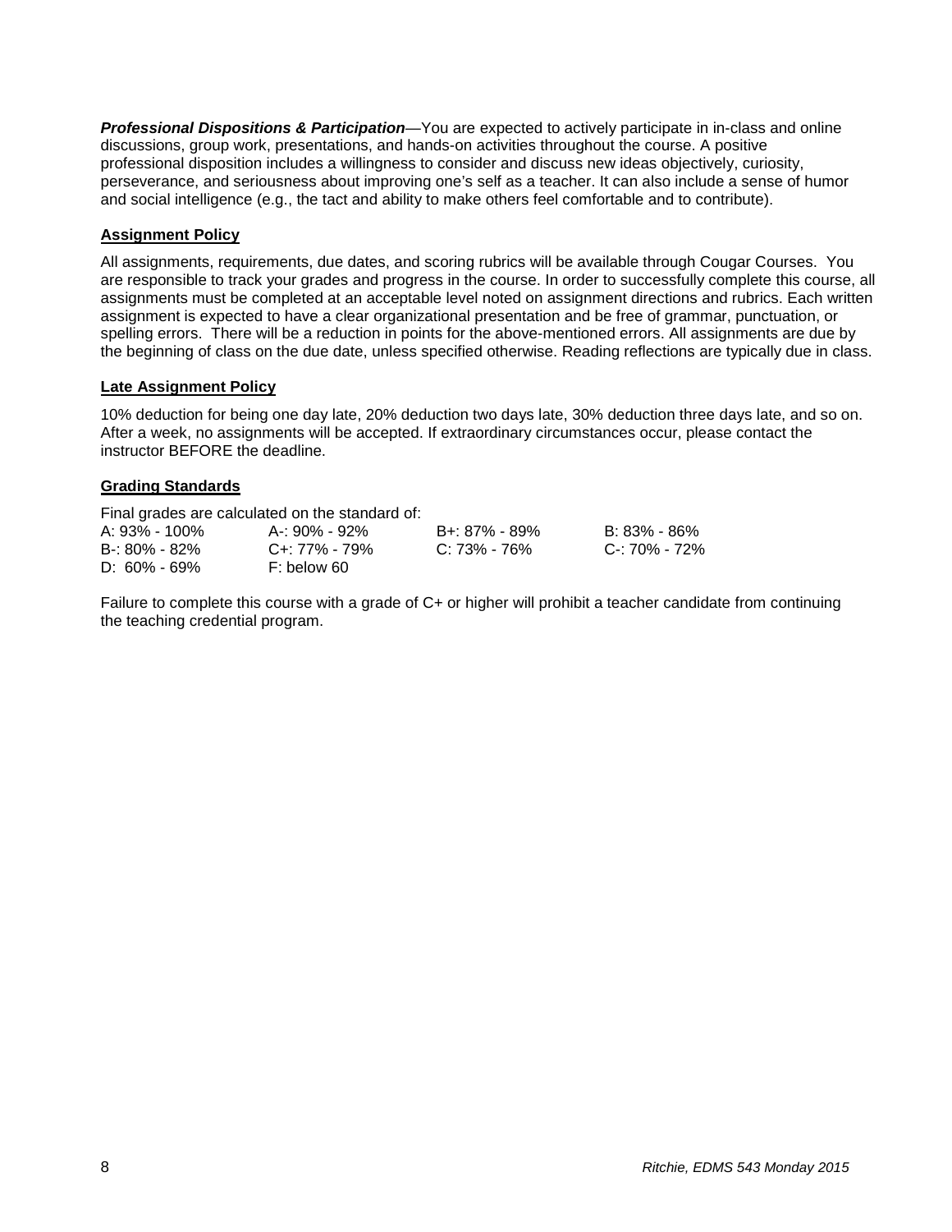***Professional Dispositions & Participation***—You are expected to actively participate in in-class and online discussions, group work, presentations, and hands-on activities throughout the course. A positive professional disposition includes a willingness to consider and discuss new ideas objectively, curiosity, perseverance, and seriousness about improving one's self as a teacher. It can also include a sense of humor and social intelligence (e.g., the tact and ability to make others feel comfortable and to contribute).

## Assignment Policy

All assignments, requirements, due dates, and scoring rubrics will be available through Cougar Courses. You are responsible to track your grades and progress in the course. In order to successfully complete this course, all assignments must be completed at an acceptable level noted on assignment directions and rubrics. Each written assignment is expected to have a clear organizational presentation and be free of grammar, punctuation, or spelling errors. There will be a reduction in points for the above-mentioned errors. All assignments are due by the beginning of class on the due date, unless specified otherwise. Reading reflections are typically due in class.

## Late Assignment Policy

10% deduction for being one day late, 20% deduction two days late, 30% deduction three days late, and so on. After a week, no assignments will be accepted. If extraordinary circumstances occur, please contact the instructor BEFORE the deadline.

## Grading Standards

Final grades are calculated on the standard of:

| | | | |
|---|---|---|---|
| A: 93% - 100% | A-: 90% - 92% | B+: 87% - 89% | B: 83% - 86% |
| B-: 80% - 82% | C+: 77% - 79% | C: 73% - 76% | C-: 70% - 72% |
| D: 60% - 69% | F: below 60 | | |

Failure to complete this course with a grade of C+ or higher will prohibit a teacher candidate from continuing the teaching credential program.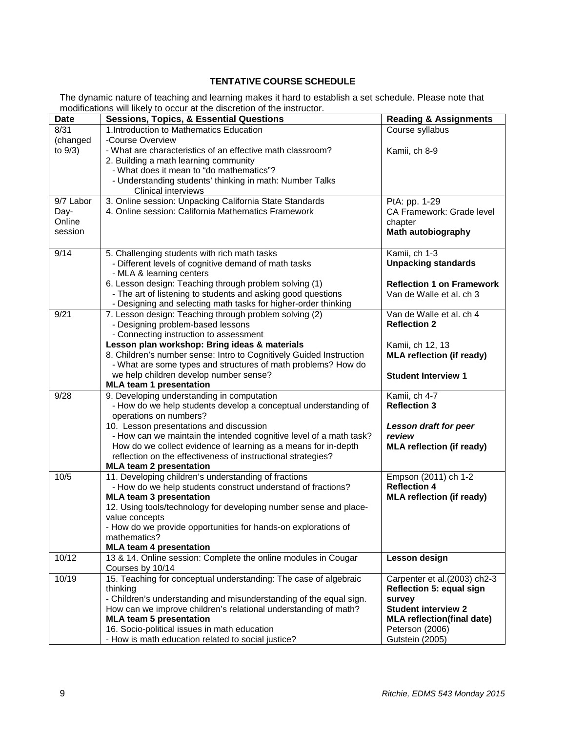## TENTATIVE COURSE SCHEDULE

The dynamic nature of teaching and learning makes it hard to establish a set schedule. Please note that modifications will likely to occur at the discretion of the instructor.

| Date | Sessions, Topics, & Essential Questions | Reading & Assignments |
|---|---|---|
| 8/31 (changed to 9/3) | 1. Introduction to Mathematics Education<br>-Course Overview<br>- What are characteristics of an effective math classroom?<br>2. Building a math learning community<br>- What does it mean to "do mathematics"?<br>- Understanding students' thinking in math: Number Talks<br>Clinical interviews | Course syllabus<br><br>Kamii, ch 8-9 |
| 9/7 Labor Day- Online session | 3. Online session: Unpacking California State Standards<br>4. Online session: California Mathematics Framework | PtA: pp. 1-29<br>CA Framework: Grade level chapter<br>**Math autobiography** |
| 9/14 | 5. Challenging students with rich math tasks<br>- Different levels of cognitive demand of math tasks<br>- MLA & learning centers<br>6. Lesson design: Teaching through problem solving (1)<br>- The art of listening to students and asking good questions<br>- Designing and selecting math tasks for higher-order thinking | Kamii, ch 1-3<br>**Unpacking standards**<br><br>**Reflection 1 on Framework**<br>Van de Walle et al. ch 3 |
| 9/21 | 7. Lesson design: Teaching through problem solving (2)<br>- Designing problem-based lessons<br>- Connecting instruction to assessment<br>**Lesson plan workshop: Bring ideas & materials**<br>8. Children's number sense: Intro to Cognitively Guided Instruction<br>- What are some types and structures of math problems? How do we help children develop number sense?<br>**MLA team 1 presentation** | Van de Walle et al. ch 4<br>**Reflection 2**<br><br>Kamii, ch 12, 13<br>**MLA reflection (if ready)**<br><br>**Student Interview 1** |
| 9/28 | 9. Developing understanding in computation<br>- How do we help students develop a conceptual understanding of operations on numbers?<br>10. Lesson presentations and discussion<br>- How can we maintain the intended cognitive level of a math task? How do we collect evidence of learning as a means for in-depth reflection on the effectiveness of instructional strategies?<br>**MLA team 2 presentation** | Kamii, ch 4-7<br>**Reflection 3**<br><br>***Lesson draft for peer review***<br>**MLA reflection (if ready)** |
| 10/5 | 11. Developing children's understanding of fractions<br>- How do we help students construct understand of fractions?<br>**MLA team 3 presentation**<br>12. Using tools/technology for developing number sense and place-value concepts<br>- How do we provide opportunities for hands-on explorations of mathematics?<br>**MLA team 4 presentation** | Empson (2011) ch 1-2<br>**Reflection 4**<br>**MLA reflection (if ready)** |
| 10/12 | 13 & 14. Online session: Complete the online modules in Cougar Courses by 10/14 | **Lesson design** |
| 10/19 | 15. Teaching for conceptual understanding: The case of algebraic thinking<br>- Children's understanding and misunderstanding of the equal sign. How can we improve children's relational understanding of math?<br>**MLA team 5 presentation**<br>16. Socio-political issues in math education<br>- How is math education related to social justice? | Carpenter et al.(2003) ch2-3<br>**Reflection 5: equal sign survey**<br>**Student interview 2**<br>**MLA reflection(final date)**<br>Peterson (2006)<br>Gutstein (2005) |